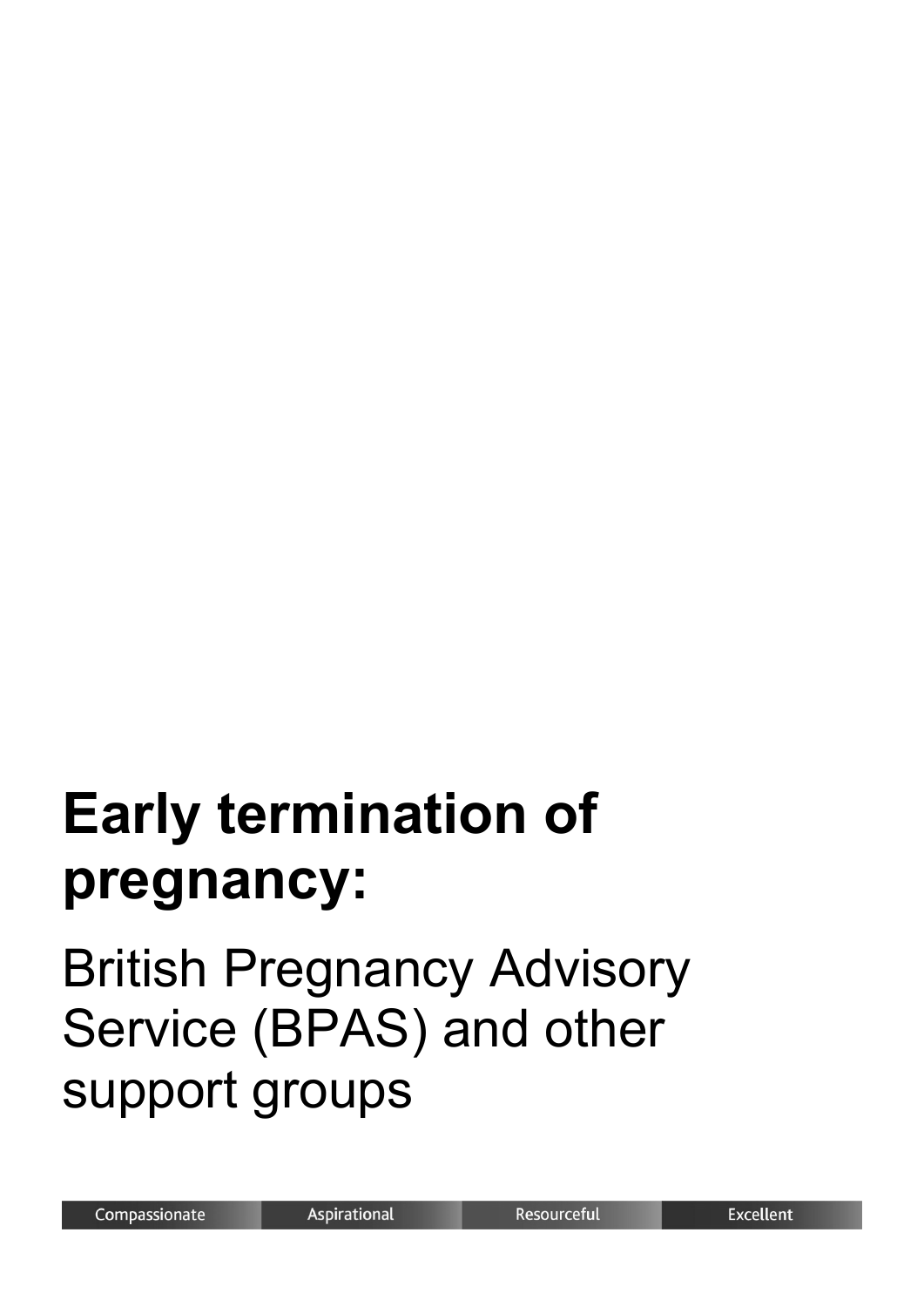# Early termination of pregnancy:

## British Pregnancy Advisory Service (BPAS) and other support groups

Compassionate | Aspirational | Resourceful | Excellent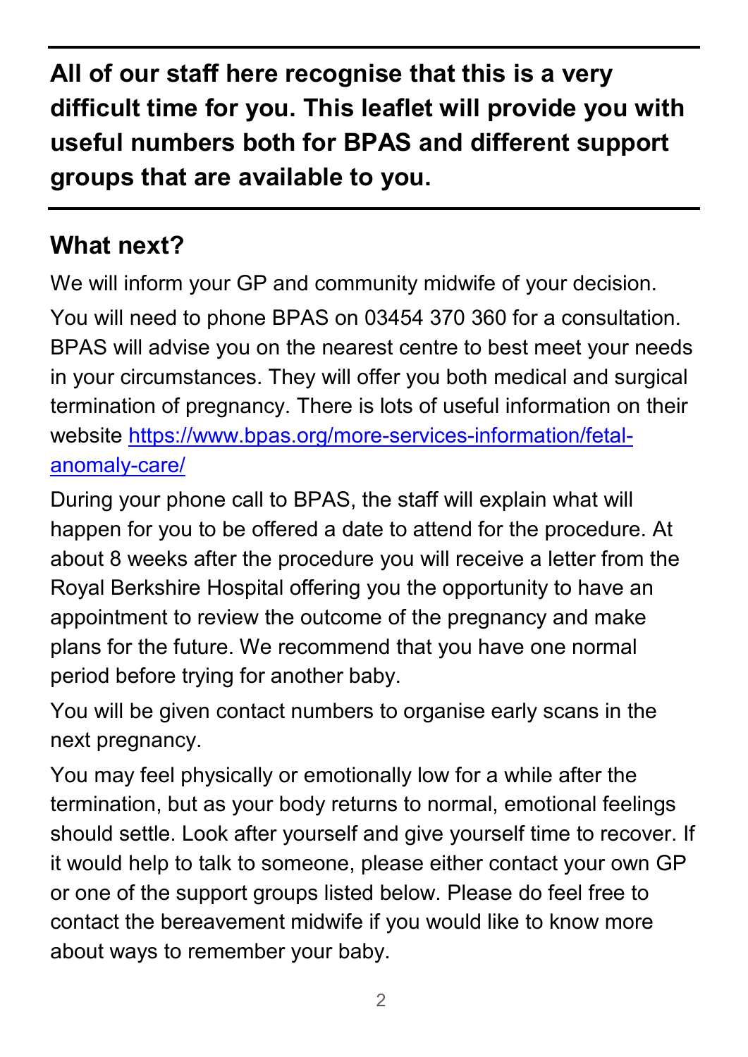**All of our staff here recognise that this is a very difficult time for you. This leaflet will provide you with useful numbers both for BPAS and different support groups that are available to you.**

---

## What next?

We will inform your GP and community midwife of your decision.

You will need to phone BPAS on 03454 370 360 for a consultation. BPAS will advise you on the nearest centre to best meet your needs in your circumstances. They will offer you both medical and surgical termination of pregnancy. There is lots of useful information on their website [https://www.bpas.org/more-services-information/fetal-anomaly-care/](https://www.bpas.org/more-services-information/fetal-anomaly-care/)

During your phone call to BPAS, the staff will explain what will happen for you to be offered a date to attend for the procedure. At about 8 weeks after the procedure you will receive a letter from the Royal Berkshire Hospital offering you the opportunity to have an appointment to review the outcome of the pregnancy and make plans for the future. We recommend that you have one normal period before trying for another baby.

You will be given contact numbers to organise early scans in the next pregnancy.

You may feel physically or emotionally low for a while after the termination, but as your body returns to normal, emotional feelings should settle. Look after yourself and give yourself time to recover. If it would help to talk to someone, please either contact your own GP or one of the support groups listed below. Please do feel free to contact the bereavement midwife if you would like to know more about ways to remember your baby.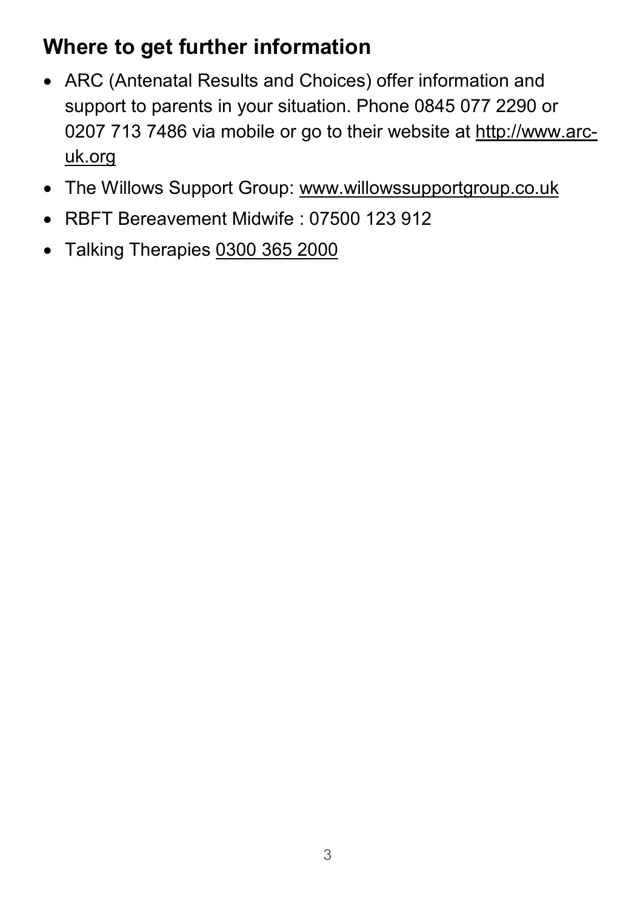## Where to get further information

- ARC (Antenatal Results and Choices) offer information and support to parents in your situation. Phone 0845 077 2290 or 0207 713 7486 via mobile or go to their website at http://www.arc-uk.org
- The Willows Support Group: www.willowssupportgroup.co.uk
- RBFT Bereavement Midwife : 07500 123 912
- Talking Therapies 0300 365 2000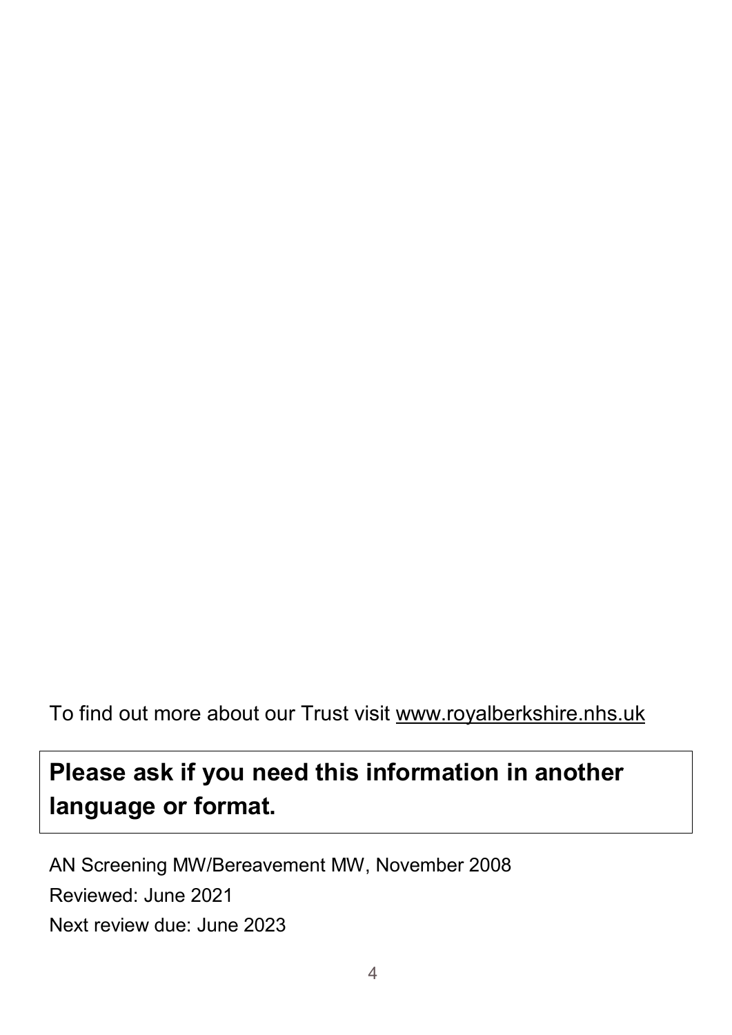To find out more about our Trust visit www.royalberkshire.nhs.uk

**Please ask if you need this information in another language or format.**

AN Screening MW/Bereavement MW, November 2008

Reviewed: June 2021

Next review due: June 2023